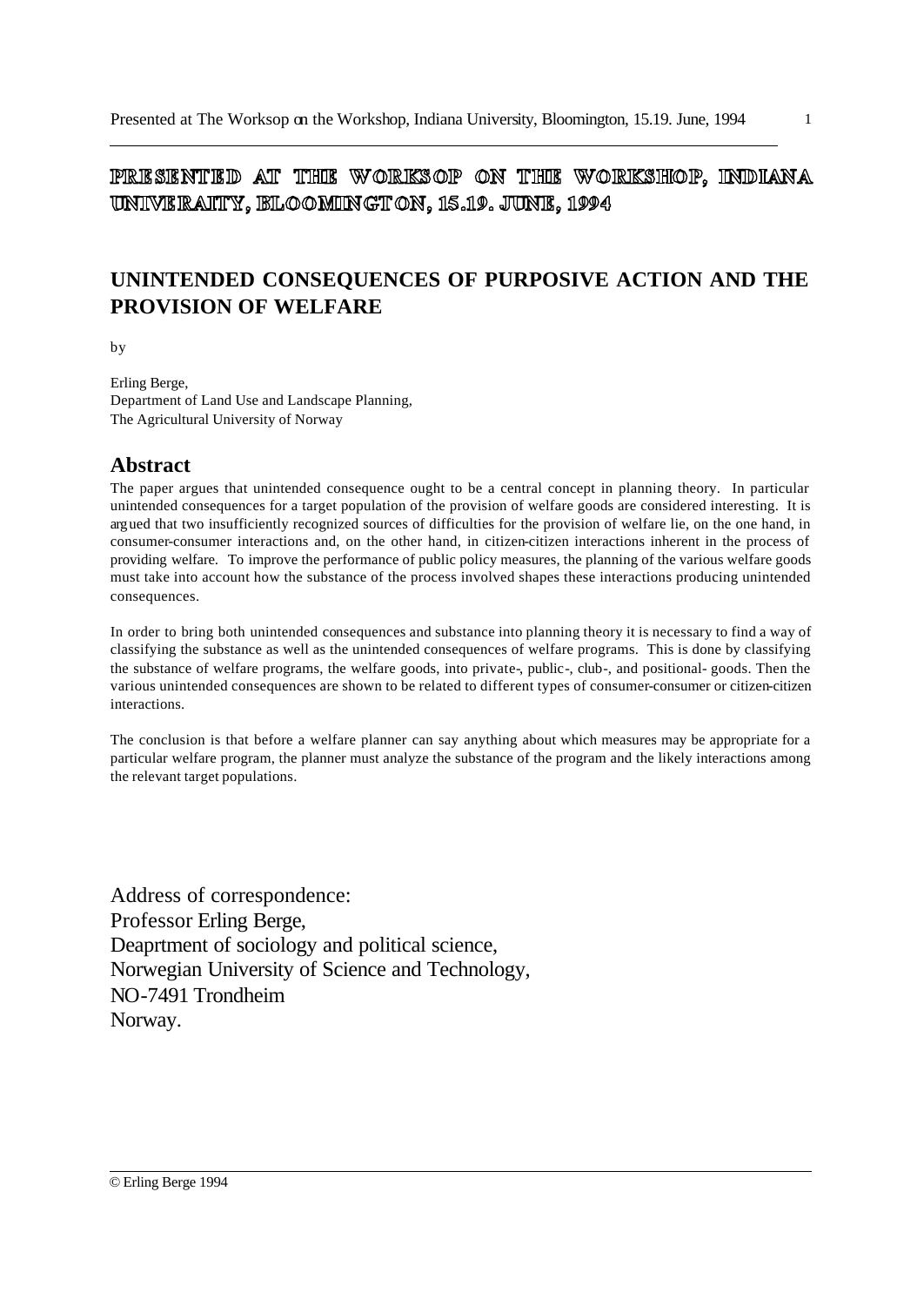# PRESENTED AT THE WORKSOP ON THE WORKSHOP, INDIANA UNIVERAITY, BLOOMINGTON, 15.19. JUNE, 1994

## UNINTENDED CONSEQUENCES OF PURPOSIVE ACTION AND THE PROVISION OF WELFARE

by

Erling Berge,
Department of Land Use and Landscape Planning,
The Agricultural University of Norway

## Abstract

The paper argues that unintended consequence ought to be a central concept in planning theory. In particular unintended consequences for a target population of the provision of welfare goods are considered interesting. It is argued that two insufficiently recognized sources of difficulties for the provision of welfare lie, on the one hand, in consumer-consumer interactions and, on the other hand, in citizen-citizen interactions inherent in the process of providing welfare. To improve the performance of public policy measures, the planning of the various welfare goods must take into account how the substance of the process involved shapes these interactions producing unintended consequences.

In order to bring both unintended consequences and substance into planning theory it is necessary to find a way of classifying the substance as well as the unintended consequences of welfare programs. This is done by classifying the substance of welfare programs, the welfare goods, into private-, public-, club-, and positional- goods. Then the various unintended consequences are shown to be related to different types of consumer-consumer or citizen-citizen interactions.

The conclusion is that before a welfare planner can say anything about which measures may be appropriate for a particular welfare program, the planner must analyze the substance of the program and the likely interactions among the relevant target populations.

Address of correspondence:
Professor Erling Berge,
Deaprtment of sociology and political science,
Norwegian University of Science and Technology,
NO-7491 Trondheim
Norway.

© Erling Berge 1994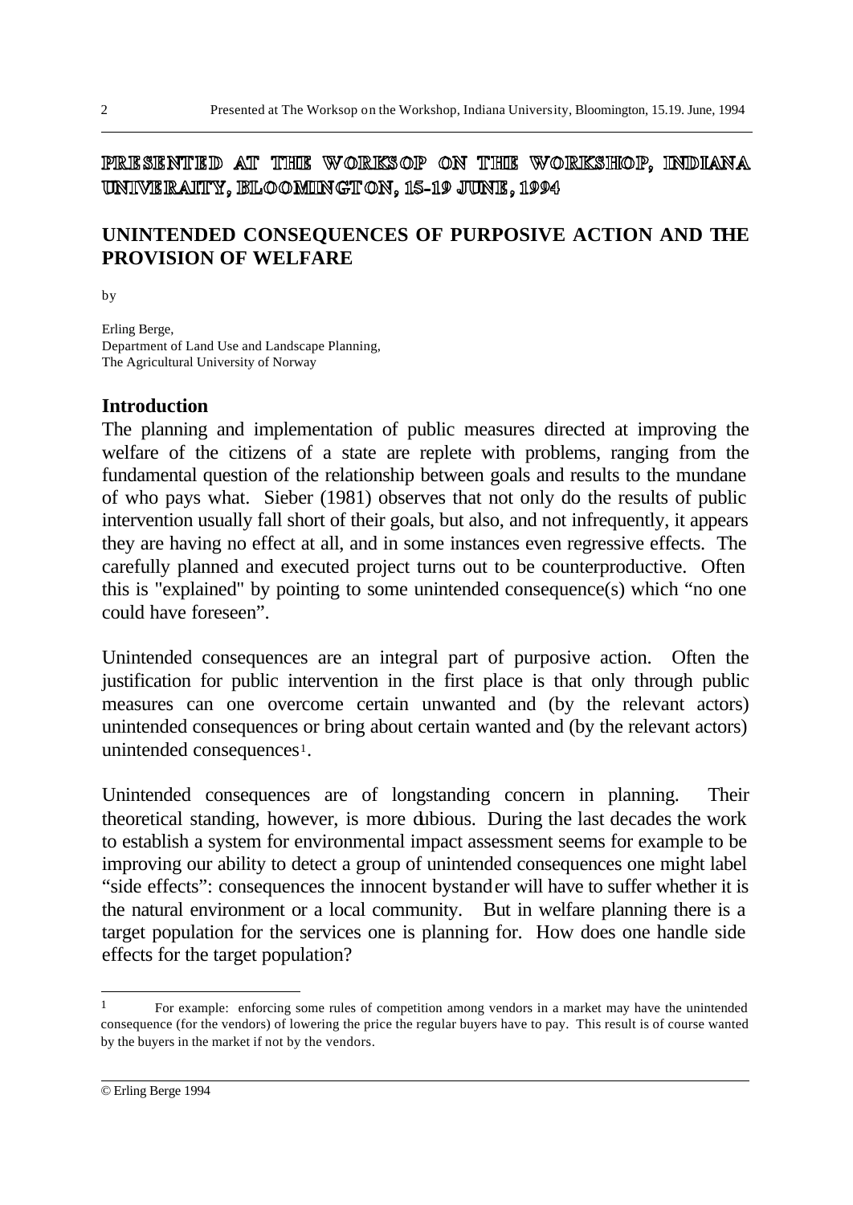## PRESENTED AT THE WORKSOP ON THE WORKSHOP, INDIANA UNIVERAITY, BLOOMINGTON, 15-19 JUNE, 1994

# UNINTENDED CONSEQUENCES OF PURPOSIVE ACTION AND THE PROVISION OF WELFARE

by

Erling Berge,
Department of Land Use and Landscape Planning,
The Agricultural University of Norway

## Introduction

The planning and implementation of public measures directed at improving the welfare of the citizens of a state are replete with problems, ranging from the fundamental question of the relationship between goals and results to the mundane of who pays what. Sieber (1981) observes that not only do the results of public intervention usually fall short of their goals, but also, and not infrequently, it appears they are having no effect at all, and in some instances even regressive effects. The carefully planned and executed project turns out to be counterproductive. Often this is "explained" by pointing to some unintended consequence(s) which "no one could have foreseen".

Unintended consequences are an integral part of purposive action. Often the justification for public intervention in the first place is that only through public measures can one overcome certain unwanted and (by the relevant actors) unintended consequences or bring about certain wanted and (by the relevant actors) unintended consequences[1].

Unintended consequences are of longstanding concern in planning. Their theoretical standing, however, is more dubious. During the last decades the work to establish a system for environmental impact assessment seems for example to be improving our ability to detect a group of unintended consequences one might label "side effects": consequences the innocent bystander will have to suffer whether it is the natural environment or a local community. But in welfare planning there is a target population for the services one is planning for. How does one handle side effects for the target population?

---

[1] For example: enforcing some rules of competition among vendors in a market may have the unintended consequence (for the vendors) of lowering the price the regular buyers have to pay. This result is of course wanted by the buyers in the market if not by the vendors.

© Erling Berge 1994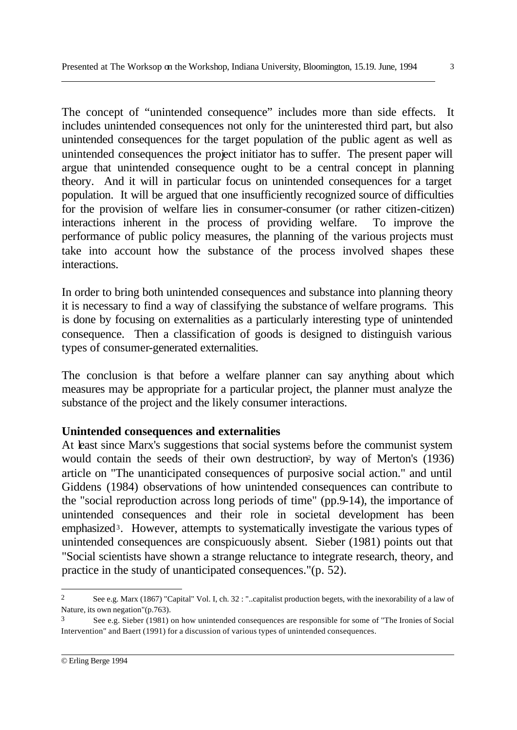The concept of "unintended consequence" includes more than side effects. It includes unintended consequences not only for the uninterested third part, but also unintended consequences for the target population of the public agent as well as unintended consequences the project initiator has to suffer. The present paper will argue that unintended consequence ought to be a central concept in planning theory. And it will in particular focus on unintended consequences for a target population. It will be argued that one insufficiently recognized source of difficulties for the provision of welfare lies in consumer-consumer (or rather citizen-citizen) interactions inherent in the process of providing welfare. To improve the performance of public policy measures, the planning of the various projects must take into account how the substance of the process involved shapes these interactions.

In order to bring both unintended consequences and substance into planning theory it is necessary to find a way of classifying the substance of welfare programs. This is done by focusing on externalities as a particularly interesting type of unintended consequence. Then a classification of goods is designed to distinguish various types of consumer-generated externalities.

The conclusion is that before a welfare planner can say anything about which measures may be appropriate for a particular project, the planner must analyze the substance of the project and the likely consumer interactions.

**Unintended consequences and externalities**

At least since Marx's suggestions that social systems before the communist system would contain the seeds of their own destruction[2], by way of Merton's (1936) article on "The unanticipated consequences of purposive social action." and until Giddens (1984) observations of how unintended consequences can contribute to the "social reproduction across long periods of time" (pp.9-14), the importance of unintended consequences and their role in societal development has been emphasized[3]. However, attempts to systematically investigate the various types of unintended consequences are conspicuously absent. Sieber (1981) points out that "Social scientists have shown a strange reluctance to integrate research, theory, and practice in the study of unanticipated consequences."(p. 52).

---

[2] See e.g. Marx (1867) "Capital" Vol. I, ch. 32 : "..capitalist production begets, with the inexorability of a law of Nature, its own negation"(p.763).

[3] See e.g. Sieber (1981) on how unintended consequences are responsible for some of "The Ironies of Social Intervention" and Baert (1991) for a discussion of various types of unintended consequences.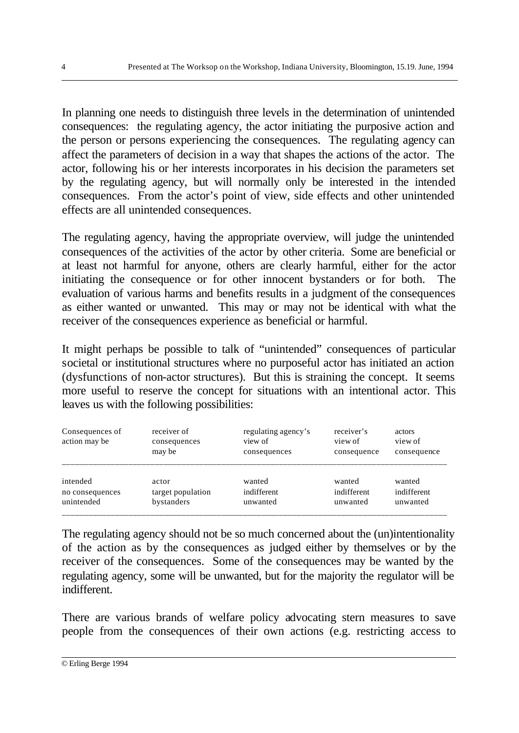In planning one needs to distinguish three levels in the determination of unintended consequences: the regulating agency, the actor initiating the purposive action and the person or persons experiencing the consequences. The regulating agency can affect the parameters of decision in a way that shapes the actions of the actor. The actor, following his or her interests incorporates in his decision the parameters set by the regulating agency, but will normally only be interested in the intended consequences. From the actor's point of view, side effects and other unintended effects are all unintended consequences.

The regulating agency, having the appropriate overview, will judge the unintended consequences of the activities of the actor by other criteria. Some are beneficial or at least not harmful for anyone, others are clearly harmful, either for the actor initiating the consequence or for other innocent bystanders or for both. The evaluation of various harms and benefits results in a judgment of the consequences as either wanted or unwanted. This may or may not be identical with what the receiver of the consequences experience as beneficial or harmful.

It might perhaps be possible to talk of "unintended" consequences of particular societal or institutional structures where no purposeful actor has initiated an action (dysfunctions of non-actor structures). But this is straining the concept. It seems more useful to reserve the concept for situations with an intentional actor. This leaves us with the following possibilities:

| Consequences of action may be | receiver of consequences may be | regulating agency's view of consequences | receiver's view of consequence | actors view of consequence |
|---|---|---|---|---|
| intended | actor | wanted | wanted | wanted |
| no consequences | target population | indifferent | indifferent | indifferent |
| unintended | bystanders | unwanted | unwanted | unwanted |

The regulating agency should not be so much concerned about the (un)intentionality of the action as by the consequences as judged either by themselves or by the receiver of the consequences. Some of the consequences may be wanted by the regulating agency, some will be unwanted, but for the majority the regulator will be indifferent.

There are various brands of welfare policy advocating stern measures to save people from the consequences of their own actions (e.g. restricting access to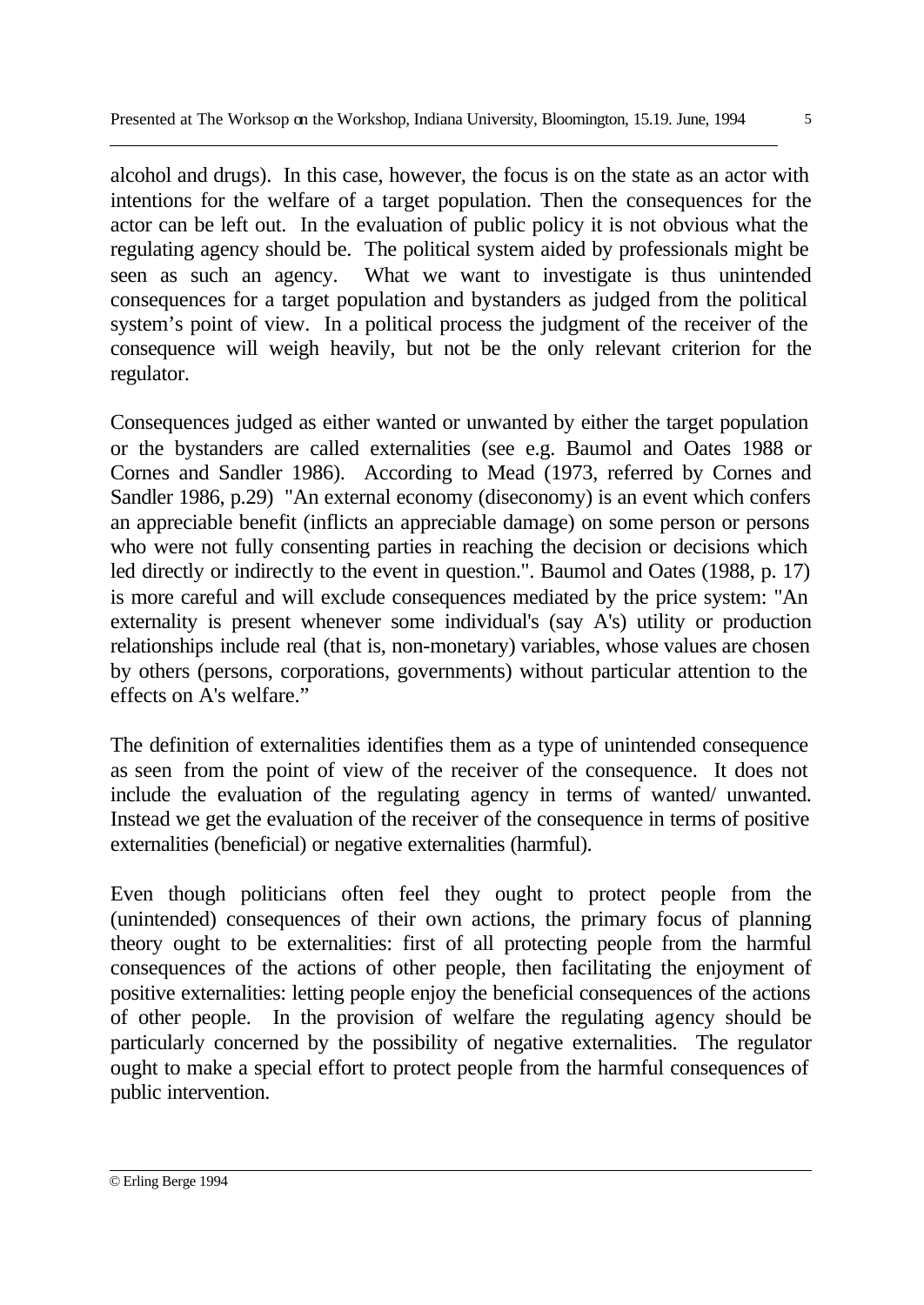alcohol and drugs). In this case, however, the focus is on the state as an actor with intentions for the welfare of a target population. Then the consequences for the actor can be left out. In the evaluation of public policy it is not obvious what the regulating agency should be. The political system aided by professionals might be seen as such an agency. What we want to investigate is thus unintended consequences for a target population and bystanders as judged from the political system's point of view. In a political process the judgment of the receiver of the consequence will weigh heavily, but not be the only relevant criterion for the regulator.

Consequences judged as either wanted or unwanted by either the target population or the bystanders are called externalities (see e.g. Baumol and Oates 1988 or Cornes and Sandler 1986). According to Mead (1973, referred by Cornes and Sandler 1986, p.29) "An external economy (diseconomy) is an event which confers an appreciable benefit (inflicts an appreciable damage) on some person or persons who were not fully consenting parties in reaching the decision or decisions which led directly or indirectly to the event in question.". Baumol and Oates (1988, p. 17) is more careful and will exclude consequences mediated by the price system: "An externality is present whenever some individual's (say A's) utility or production relationships include real (that is, non-monetary) variables, whose values are chosen by others (persons, corporations, governments) without particular attention to the effects on A's welfare."

The definition of externalities identifies them as a type of unintended consequence as seen from the point of view of the receiver of the consequence. It does not include the evaluation of the regulating agency in terms of wanted/ unwanted. Instead we get the evaluation of the receiver of the consequence in terms of positive externalities (beneficial) or negative externalities (harmful).

Even though politicians often feel they ought to protect people from the (unintended) consequences of their own actions, the primary focus of planning theory ought to be externalities: first of all protecting people from the harmful consequences of the actions of other people, then facilitating the enjoyment of positive externalities: letting people enjoy the beneficial consequences of the actions of other people. In the provision of welfare the regulating agency should be particularly concerned by the possibility of negative externalities. The regulator ought to make a special effort to protect people from the harmful consequences of public intervention.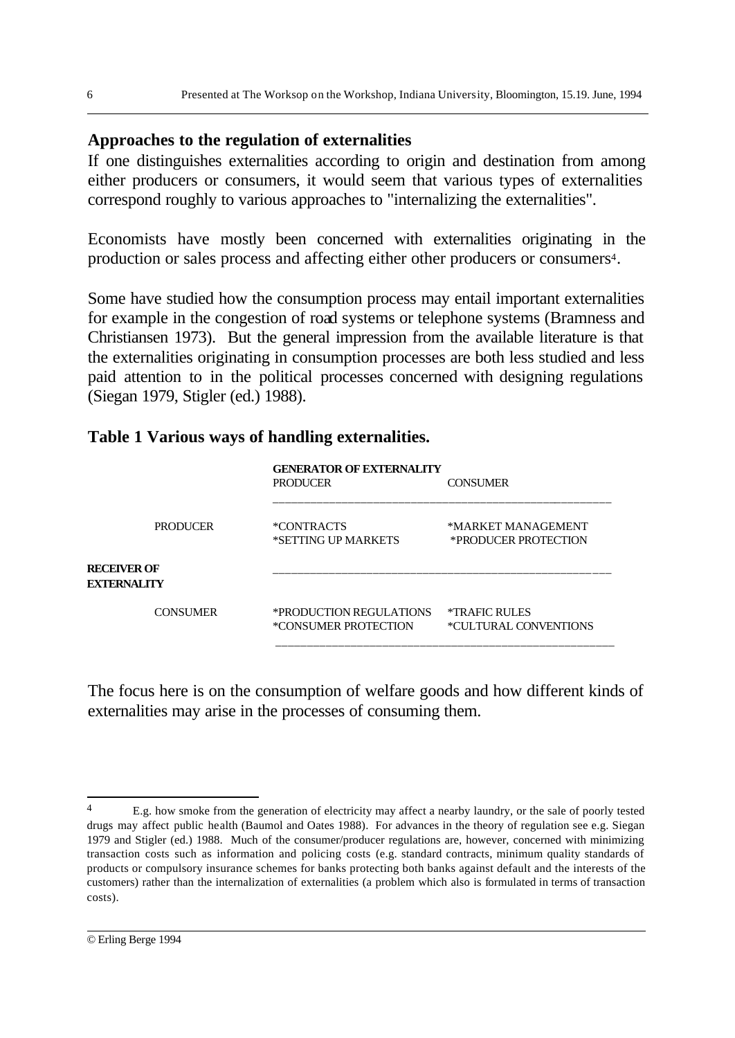## Approaches to the regulation of externalities

If one distinguishes externalities according to origin and destination from among either producers or consumers, it would seem that various types of externalities correspond roughly to various approaches to "internalizing the externalities".

Economists have mostly been concerned with externalities originating in the production or sales process and affecting either other producers or consumers[4].

Some have studied how the consumption process may entail important externalities for example in the congestion of road systems or telephone systems (Bramness and Christiansen 1973). But the general impression from the available literature is that the externalities originating in consumption processes are both less studied and less paid attention to in the political processes concerned with designing regulations (Siegan 1979, Stigler (ed.) 1988).

### Table 1 Various ways of handling externalities.

| | | GENERATOR OF EXTERNALITY | |
|---|---|---|---|
| | | PRODUCER | CONSUMER |
| RECEIVER OF EXTERNALITY | PRODUCER | *CONTRACTS<br>*SETTING UP MARKETS | *MARKET MANAGEMENT<br>*PRODUCER PROTECTION |
| | CONSUMER | *PRODUCTION REGULATIONS<br>*CONSUMER PROTECTION | *TRAFIC RULES<br>*CULTURAL CONVENTIONS |

The focus here is on the consumption of welfare goods and how different kinds of externalities may arise in the processes of consuming them.

---

[4] E.g. how smoke from the generation of electricity may affect a nearby laundry, or the sale of poorly tested drugs may affect public health (Baumol and Oates 1988). For advances in the theory of regulation see e.g. Siegan 1979 and Stigler (ed.) 1988. Much of the consumer/producer regulations are, however, concerned with minimizing transaction costs such as information and policing costs (e.g. standard contracts, minimum quality standards of products or compulsory insurance schemes for banks protecting both banks against default and the interests of the customers) rather than the internalization of externalities (a problem which also is formulated in terms of transaction costs).

© Erling Berge 1994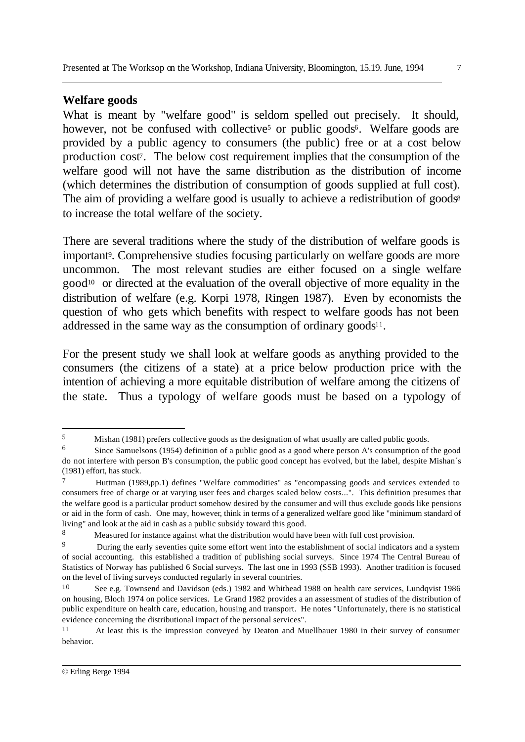## Welfare goods

What is meant by "welfare good" is seldom spelled out precisely. It should, however, not be confused with collective[5] or public goods[6]. Welfare goods are provided by a public agency to consumers (the public) free or at a cost below production cost[7]. The below cost requirement implies that the consumption of the welfare good will not have the same distribution as the distribution of income (which determines the distribution of consumption of goods supplied at full cost). The aim of providing a welfare good is usually to achieve a redistribution of goods[8] to increase the total welfare of the society.

There are several traditions where the study of the distribution of welfare goods is important[9]. Comprehensive studies focusing particularly on welfare goods are more uncommon. The most relevant studies are either focused on a single welfare good[10] or directed at the evaluation of the overall objective of more equality in the distribution of welfare (e.g. Korpi 1978, Ringen 1987). Even by economists the question of who gets which benefits with respect to welfare goods has not been addressed in the same way as the consumption of ordinary goods[11].

For the present study we shall look at welfare goods as anything provided to the consumers (the citizens of a state) at a price below production price with the intention of achieving a more equitable distribution of welfare among the citizens of the state. Thus a typology of welfare goods must be based on a typology of

---

[5] Mishan (1981) prefers collective goods as the designation of what usually are called public goods.

[6] Since Samuelsons (1954) definition of a public good as a good where person A's consumption of the good do not interfere with person B's consumption, the public good concept has evolved, but the label, despite Mishan´s (1981) effort, has stuck.

[7] Huttman (1989,pp.1) defines "Welfare commodities" as "encompassing goods and services extended to consumers free of charge or at varying user fees and charges scaled below costs...". This definition presumes that the welfare good is a particular product somehow desired by the consumer and will thus exclude goods like pensions or aid in the form of cash. One may, however, think in terms of a generalized welfare good like "minimum standard of living" and look at the aid in cash as a public subsidy toward this good.

[8] Measured for instance against what the distribution would have been with full cost provision.

[9] During the early seventies quite some effort went into the establishment of social indicators and a system of social accounting. this established a tradition of publishing social surveys. Since 1974 The Central Bureau of Statistics of Norway has published 6 Social surveys. The last one in 1993 (SSB 1993). Another tradition is focused on the level of living surveys conducted regularly in several countries.

[10] See e.g. Townsend and Davidson (eds.) 1982 and Whithead 1988 on health care services, Lundqvist 1986 on housing, Bloch 1974 on police services. Le Grand 1982 provides a an assessment of studies of the distribution of public expenditure on health care, education, housing and transport. He notes "Unfortunately, there is no statistical evidence concerning the distributional impact of the personal services".

[11] At least this is the impression conveyed by Deaton and Muellbauer 1980 in their survey of consumer behavior.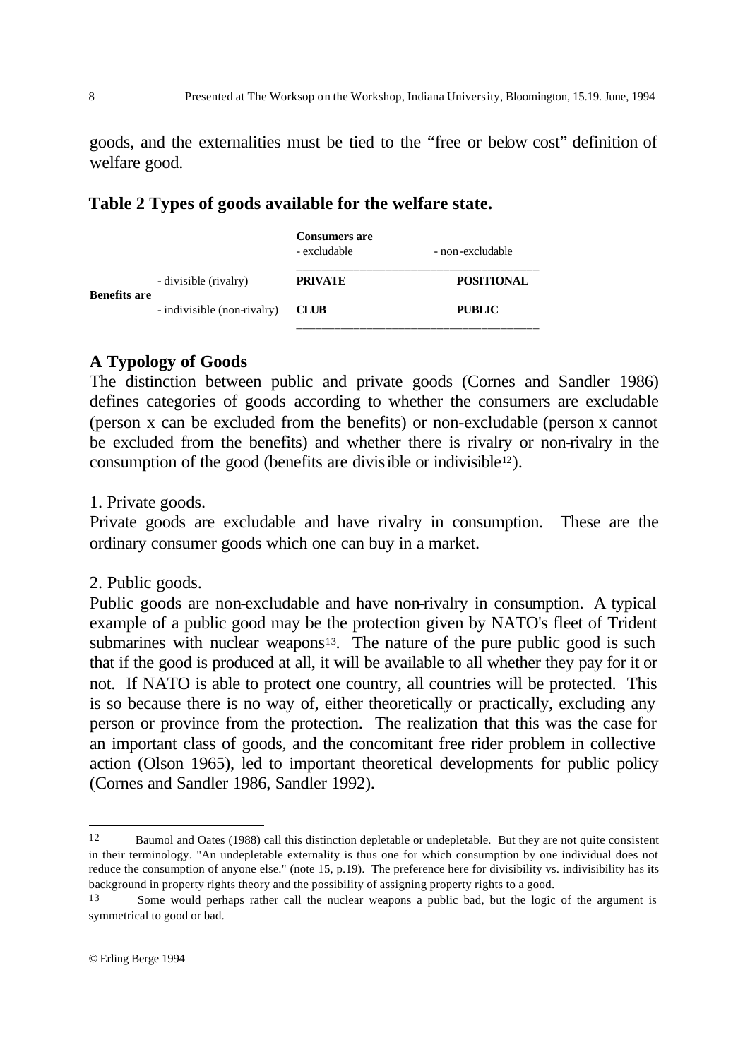goods, and the externalities must be tied to the "free or below cost" definition of welfare good.

**Table 2 Types of goods available for the welfare state.**

| | | Consumers are - excludable | - non-excludable |
|---|---|---|---|
| **Benefits are** | - divisible (rivalry) | **PRIVATE** | **POSITIONAL** |
| | - indivisible (non-rivalry) | **CLUB** | **PUBLIC** |

## A Typology of Goods

The distinction between public and private goods (Cornes and Sandler 1986) defines categories of goods according to whether the consumers are excludable (person x can be excluded from the benefits) or non-excludable (person x cannot be excluded from the benefits) and whether there is rivalry or non-rivalry in the consumption of the good (benefits are divisible or indivisible[12]).

1. Private goods.

Private goods are excludable and have rivalry in consumption. These are the ordinary consumer goods which one can buy in a market.

2. Public goods.

Public goods are non-excludable and have non-rivalry in consumption. A typical example of a public good may be the protection given by NATO's fleet of Trident submarines with nuclear weapons[13]. The nature of the pure public good is such that if the good is produced at all, it will be available to all whether they pay for it or not. If NATO is able to protect one country, all countries will be protected. This is so because there is no way of, either theoretically or practically, excluding any person or province from the protection. The realization that this was the case for an important class of goods, and the concomitant free rider problem in collective action (Olson 1965), led to important theoretical developments for public policy (Cornes and Sandler 1986, Sandler 1992).

---

[12] Baumol and Oates (1988) call this distinction depletable or undepletable. But they are not quite consistent in their terminology. "An undepletable externality is thus one for which consumption by one individual does not reduce the consumption of anyone else." (note 15, p.19). The preference here for divisibility vs. indivisibility has its background in property rights theory and the possibility of assigning property rights to a good.

[13] Some would perhaps rather call the nuclear weapons a public bad, but the logic of the argument is symmetrical to good or bad.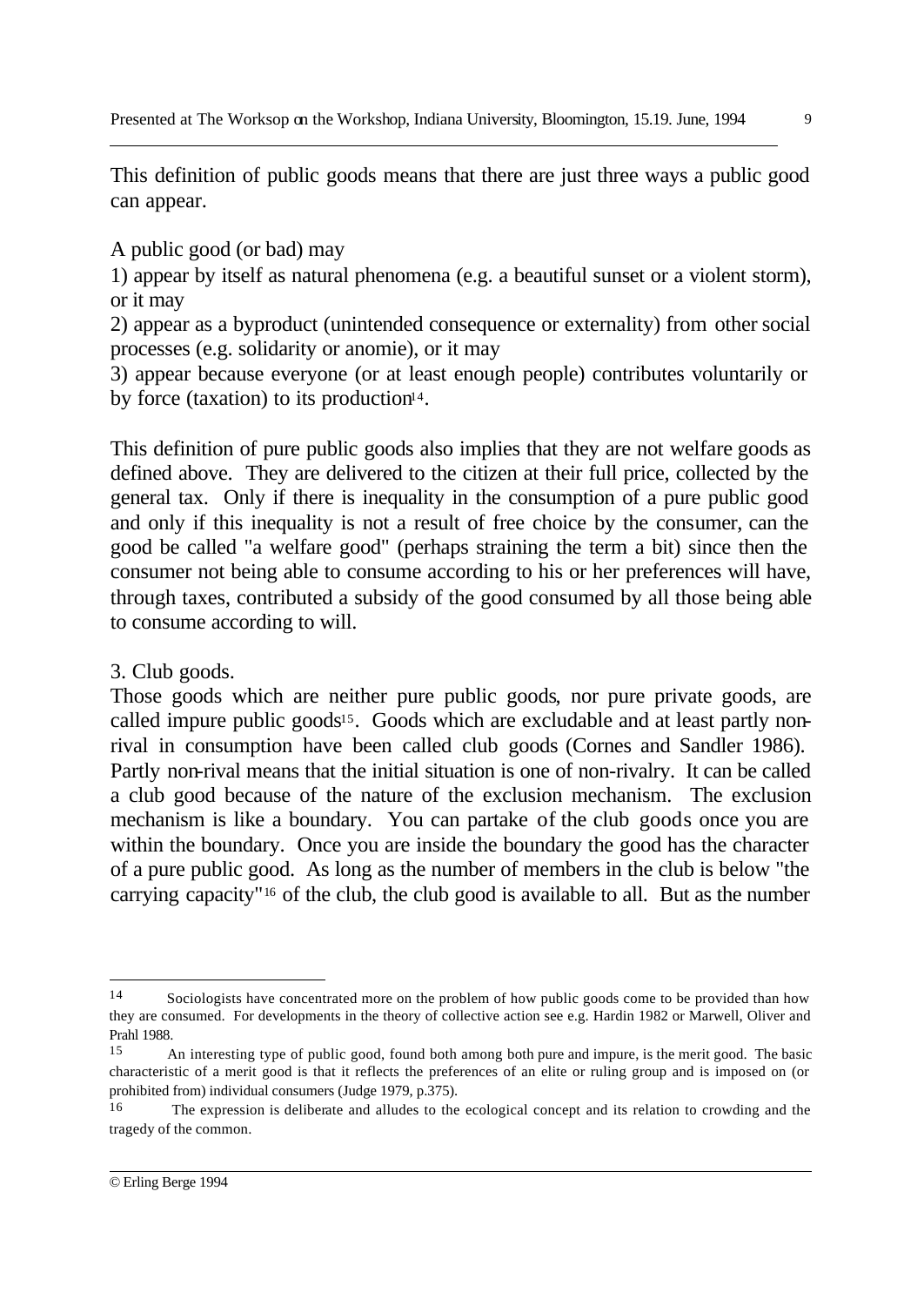This definition of public goods means that there are just three ways a public good can appear.

A public good (or bad) may

1) appear by itself as natural phenomena (e.g. a beautiful sunset or a violent storm), or it may

2) appear as a byproduct (unintended consequence or externality) from other social processes (e.g. solidarity or anomie), or it may

3) appear because everyone (or at least enough people) contributes voluntarily or by force (taxation) to its production[14].

This definition of pure public goods also implies that they are not welfare goods as defined above. They are delivered to the citizen at their full price, collected by the general tax. Only if there is inequality in the consumption of a pure public good and only if this inequality is not a result of free choice by the consumer, can the good be called "a welfare good" (perhaps straining the term a bit) since then the consumer not being able to consume according to his or her preferences will have, through taxes, contributed a subsidy of the good consumed by all those being able to consume according to will.

3. Club goods.

Those goods which are neither pure public goods, nor pure private goods, are called impure public goods[15]. Goods which are excludable and at least partly non-rival in consumption have been called club goods (Cornes and Sandler 1986). Partly non-rival means that the initial situation is one of non-rivalry. It can be called a club good because of the nature of the exclusion mechanism. The exclusion mechanism is like a boundary. You can partake of the club goods once you are within the boundary. Once you are inside the boundary the good has the character of a pure public good. As long as the number of members in the club is below "the carrying capacity"[16] of the club, the club good is available to all. But as the number

---

[14] Sociologists have concentrated more on the problem of how public goods come to be provided than how they are consumed. For developments in the theory of collective action see e.g. Hardin 1982 or Marwell, Oliver and Prahl 1988.

[15] An interesting type of public good, found both among both pure and impure, is the merit good. The basic characteristic of a merit good is that it reflects the preferences of an elite or ruling group and is imposed on (or prohibited from) individual consumers (Judge 1979, p.375).

[16] The expression is deliberate and alludes to the ecological concept and its relation to crowding and the tragedy of the common.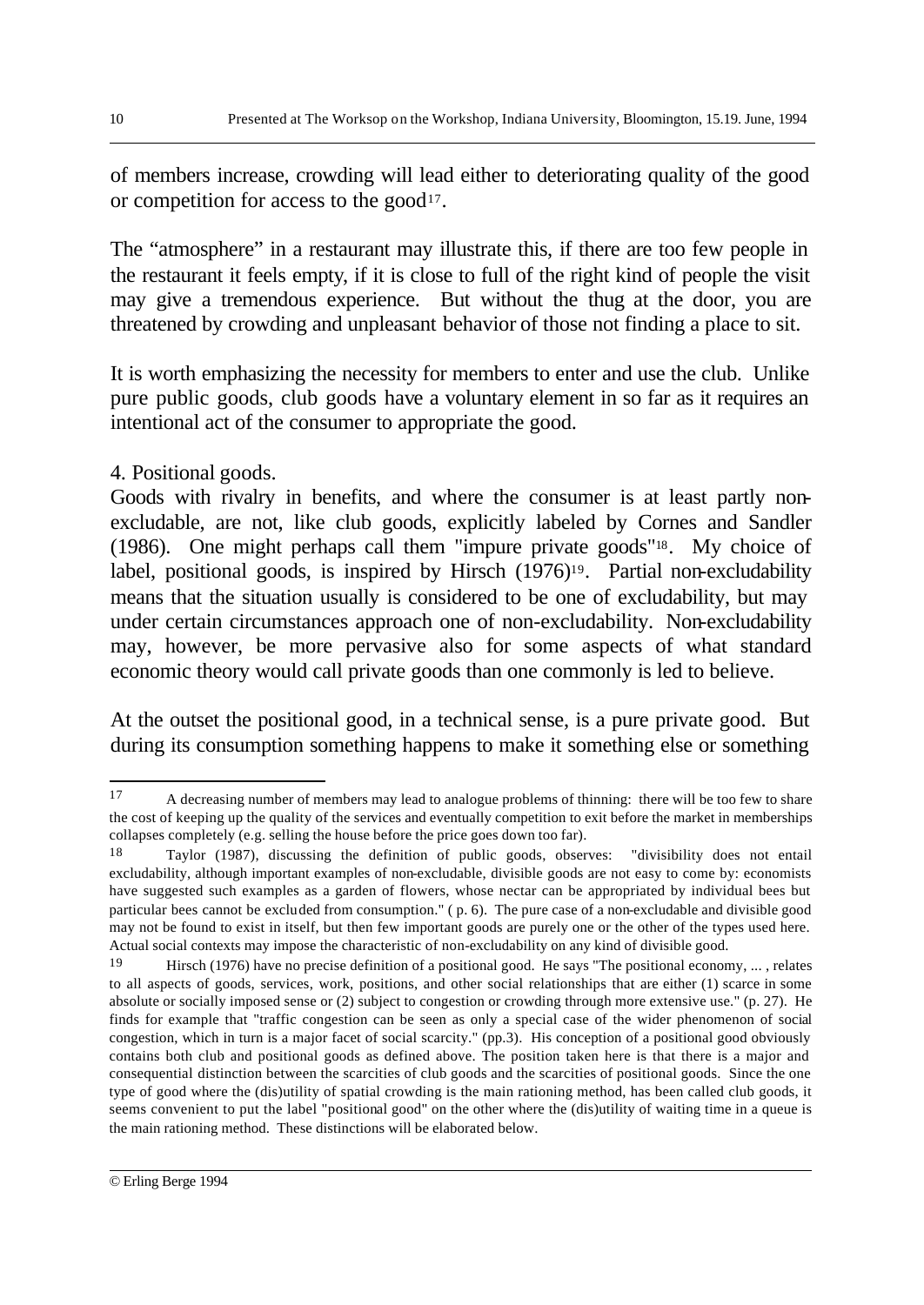of members increase, crowding will lead either to deteriorating quality of the good or competition for access to the good[17].

The "atmosphere" in a restaurant may illustrate this, if there are too few people in the restaurant it feels empty, if it is close to full of the right kind of people the visit may give a tremendous experience. But without the thug at the door, you are threatened by crowding and unpleasant behavior of those not finding a place to sit.

It is worth emphasizing the necessity for members to enter and use the club. Unlike pure public goods, club goods have a voluntary element in so far as it requires an intentional act of the consumer to appropriate the good.

4. Positional goods.

Goods with rivalry in benefits, and where the consumer is at least partly non-excludable, are not, like club goods, explicitly labeled by Cornes and Sandler (1986). One might perhaps call them "impure private goods"[18]. My choice of label, positional goods, is inspired by Hirsch (1976)[19]. Partial non-excludability means that the situation usually is considered to be one of excludability, but may under certain circumstances approach one of non-excludability. Non-excludability may, however, be more pervasive also for some aspects of what standard economic theory would call private goods than one commonly is led to believe.

At the outset the positional good, in a technical sense, is a pure private good. But during its consumption something happens to make it something else or something

---

[17] A decreasing number of members may lead to analogue problems of thinning: there will be too few to share the cost of keeping up the quality of the services and eventually competition to exit before the market in memberships collapses completely (e.g. selling the house before the price goes down too far).

[18] Taylor (1987), discussing the definition of public goods, observes: "divisibility does not entail excludability, although important examples of non-excludable, divisible goods are not easy to come by: economists have suggested such examples as a garden of flowers, whose nectar can be appropriated by individual bees but particular bees cannot be excluded from consumption." ( p. 6). The pure case of a non-excludable and divisible good may not be found to exist in itself, but then few important goods are purely one or the other of the types used here. Actual social contexts may impose the characteristic of non-excludability on any kind of divisible good.

[19] Hirsch (1976) have no precise definition of a positional good. He says "The positional economy, ... , relates to all aspects of goods, services, work, positions, and other social relationships that are either (1) scarce in some absolute or socially imposed sense or (2) subject to congestion or crowding through more extensive use." (p. 27). He finds for example that "traffic congestion can be seen as only a special case of the wider phenomenon of social congestion, which in turn is a major facet of social scarcity." (pp.3). His conception of a positional good obviously contains both club and positional goods as defined above. The position taken here is that there is a major and consequential distinction between the scarcities of club goods and the scarcities of positional goods. Since the one type of good where the (dis)utility of spatial crowding is the main rationing method, has been called club goods, it seems convenient to put the label "positional good" on the other where the (dis)utility of waiting time in a queue is the main rationing method. These distinctions will be elaborated below.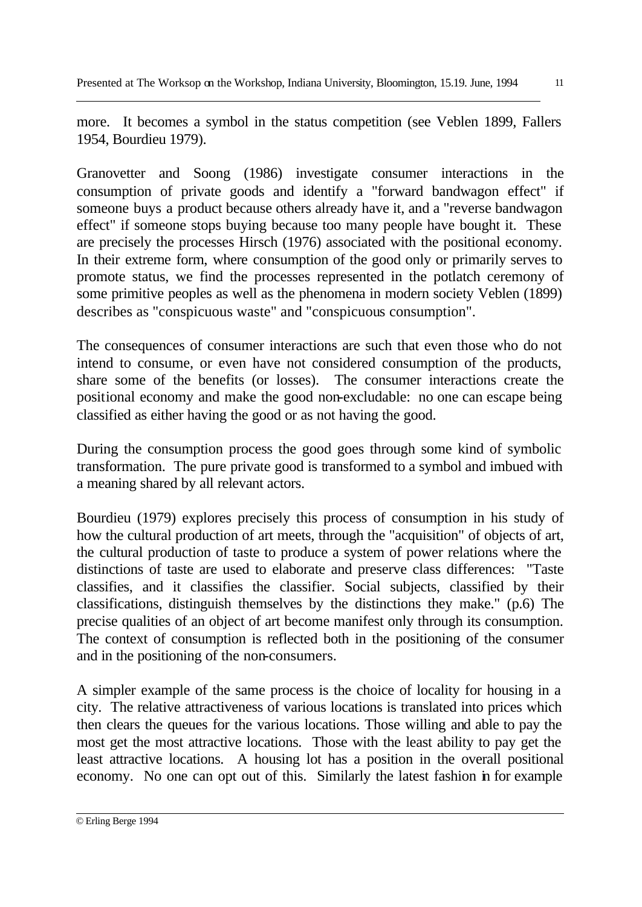more. It becomes a symbol in the status competition (see Veblen 1899, Fallers 1954, Bourdieu 1979).

Granovetter and Soong (1986) investigate consumer interactions in the consumption of private goods and identify a "forward bandwagon effect" if someone buys a product because others already have it, and a "reverse bandwagon effect" if someone stops buying because too many people have bought it. These are precisely the processes Hirsch (1976) associated with the positional economy. In their extreme form, where consumption of the good only or primarily serves to promote status, we find the processes represented in the potlatch ceremony of some primitive peoples as well as the phenomena in modern society Veblen (1899) describes as "conspicuous waste" and "conspicuous consumption".

The consequences of consumer interactions are such that even those who do not intend to consume, or even have not considered consumption of the products, share some of the benefits (or losses). The consumer interactions create the positional economy and make the good non-excludable: no one can escape being classified as either having the good or as not having the good.

During the consumption process the good goes through some kind of symbolic transformation. The pure private good is transformed to a symbol and imbued with a meaning shared by all relevant actors.

Bourdieu (1979) explores precisely this process of consumption in his study of how the cultural production of art meets, through the "acquisition" of objects of art, the cultural production of taste to produce a system of power relations where the distinctions of taste are used to elaborate and preserve class differences: "Taste classifies, and it classifies the classifier. Social subjects, classified by their classifications, distinguish themselves by the distinctions they make." (p.6) The precise qualities of an object of art become manifest only through its consumption. The context of consumption is reflected both in the positioning of the consumer and in the positioning of the non-consumers.

A simpler example of the same process is the choice of locality for housing in a city. The relative attractiveness of various locations is translated into prices which then clears the queues for the various locations. Those willing and able to pay the most get the most attractive locations. Those with the least ability to pay get the least attractive locations. A housing lot has a position in the overall positional economy. No one can opt out of this. Similarly the latest fashion in for example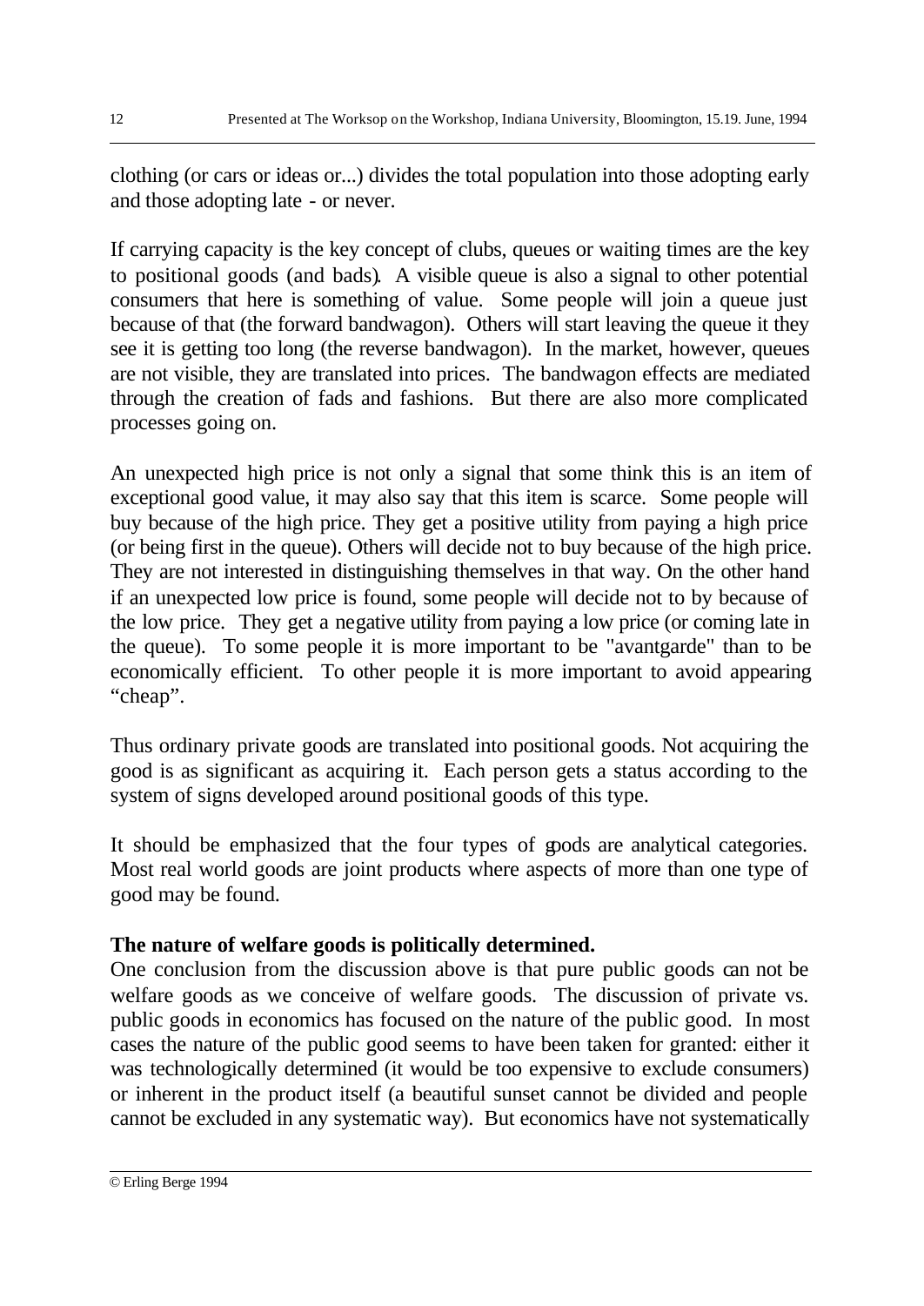clothing (or cars or ideas or...) divides the total population into those adopting early and those adopting late - or never.

If carrying capacity is the key concept of clubs, queues or waiting times are the key to positional goods (and bads). A visible queue is also a signal to other potential consumers that here is something of value. Some people will join a queue just because of that (the forward bandwagon). Others will start leaving the queue it they see it is getting too long (the reverse bandwagon). In the market, however, queues are not visible, they are translated into prices. The bandwagon effects are mediated through the creation of fads and fashions. But there are also more complicated processes going on.

An unexpected high price is not only a signal that some think this is an item of exceptional good value, it may also say that this item is scarce. Some people will buy because of the high price. They get a positive utility from paying a high price (or being first in the queue). Others will decide not to buy because of the high price. They are not interested in distinguishing themselves in that way. On the other hand if an unexpected low price is found, some people will decide not to by because of the low price. They get a negative utility from paying a low price (or coming late in the queue). To some people it is more important to be "avantgarde" than to be economically efficient. To other people it is more important to avoid appearing "cheap".

Thus ordinary private goods are translated into positional goods. Not acquiring the good is as significant as acquiring it. Each person gets a status according to the system of signs developed around positional goods of this type.

It should be emphasized that the four types of goods are analytical categories. Most real world goods are joint products where aspects of more than one type of good may be found.

**The nature of welfare goods is politically determined.**

One conclusion from the discussion above is that pure public goods can not be welfare goods as we conceive of welfare goods. The discussion of private vs. public goods in economics has focused on the nature of the public good. In most cases the nature of the public good seems to have been taken for granted: either it was technologically determined (it would be too expensive to exclude consumers) or inherent in the product itself (a beautiful sunset cannot be divided and people cannot be excluded in any systematic way). But economics have not systematically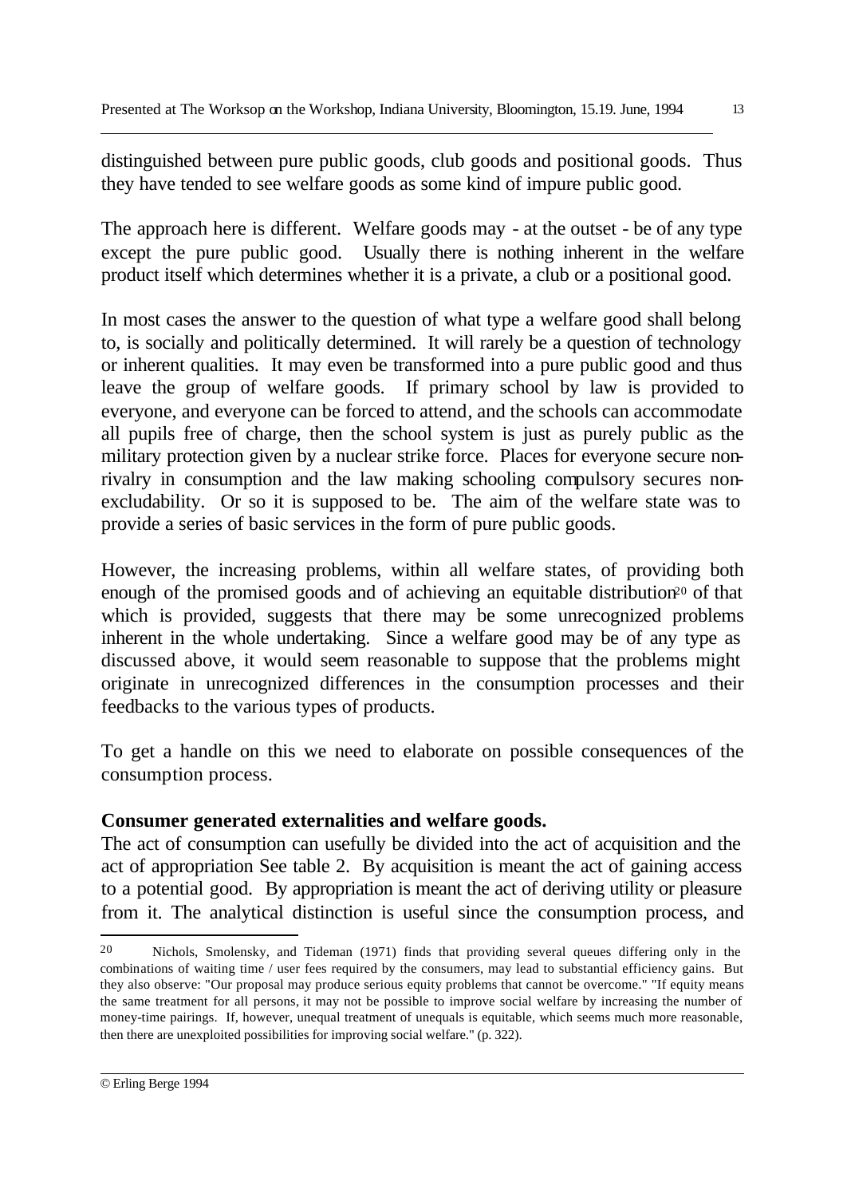distinguished between pure public goods, club goods and positional goods. Thus they have tended to see welfare goods as some kind of impure public good.

The approach here is different. Welfare goods may - at the outset - be of any type except the pure public good. Usually there is nothing inherent in the welfare product itself which determines whether it is a private, a club or a positional good.

In most cases the answer to the question of what type a welfare good shall belong to, is socially and politically determined. It will rarely be a question of technology or inherent qualities. It may even be transformed into a pure public good and thus leave the group of welfare goods. If primary school by law is provided to everyone, and everyone can be forced to attend, and the schools can accommodate all pupils free of charge, then the school system is just as purely public as the military protection given by a nuclear strike force. Places for everyone secure non-rivalry in consumption and the law making schooling compulsory secures non-excludability. Or so it is supposed to be. The aim of the welfare state was to provide a series of basic services in the form of pure public goods.

However, the increasing problems, within all welfare states, of providing both enough of the promised goods and of achieving an equitable distribution[20] of that which is provided, suggests that there may be some unrecognized problems inherent in the whole undertaking. Since a welfare good may be of any type as discussed above, it would seem reasonable to suppose that the problems might originate in unrecognized differences in the consumption processes and their feedbacks to the various types of products.

To get a handle on this we need to elaborate on possible consequences of the consumption process.

**Consumer generated externalities and welfare goods.**

The act of consumption can usefully be divided into the act of acquisition and the act of appropriation See table 2. By acquisition is meant the act of gaining access to a potential good. By appropriation is meant the act of deriving utility or pleasure from it. The analytical distinction is useful since the consumption process, and

[20] Nichols, Smolensky, and Tideman (1971) finds that providing several queues differing only in the combinations of waiting time / user fees required by the consumers, may lead to substantial efficiency gains. But they also observe: "Our proposal may produce serious equity problems that cannot be overcome." "If equity means the same treatment for all persons, it may not be possible to improve social welfare by increasing the number of money-time pairings. If, however, unequal treatment of unequals is equitable, which seems much more reasonable, then there are unexploited possibilities for improving social welfare." (p. 322).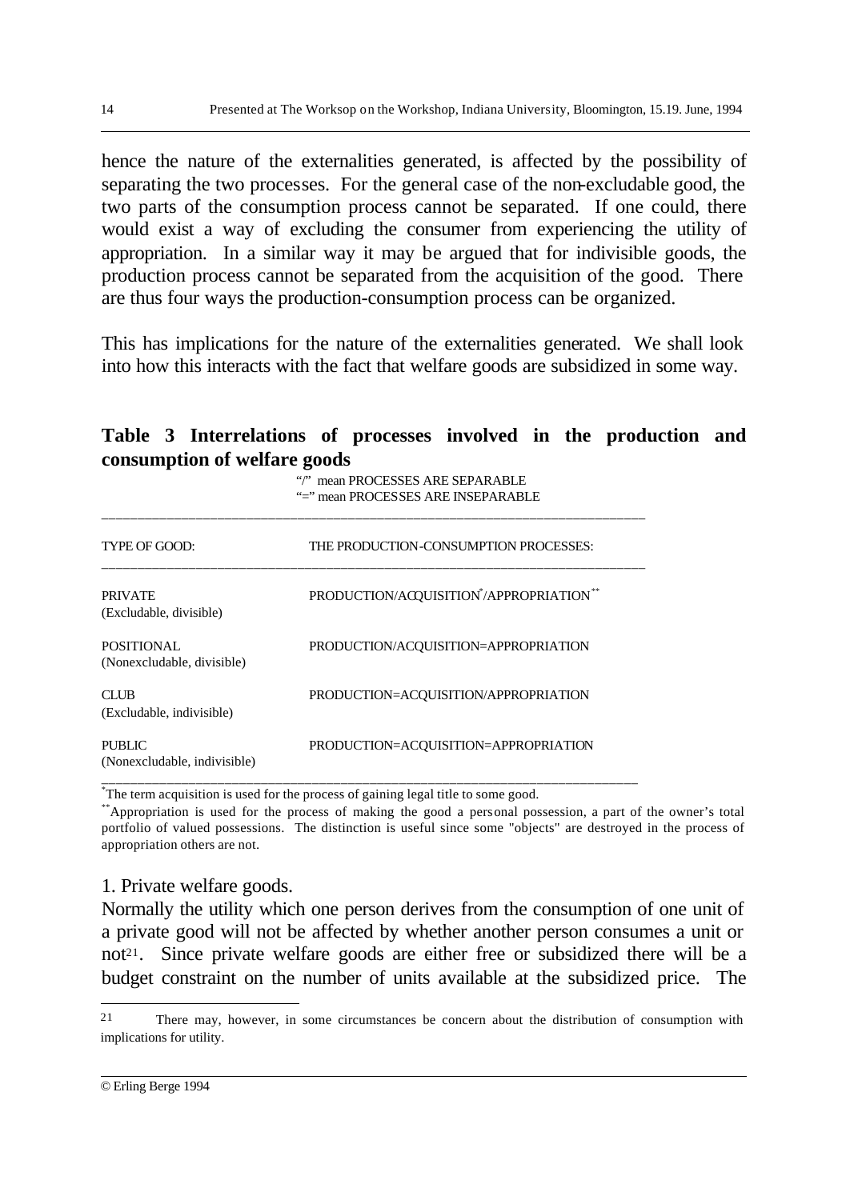hence the nature of the externalities generated, is affected by the possibility of separating the two processes. For the general case of the non-excludable good, the two parts of the consumption process cannot be separated. If one could, there would exist a way of excluding the consumer from experiencing the utility of appropriation. In a similar way it may be argued that for indivisible goods, the production process cannot be separated from the acquisition of the good. There are thus four ways the production-consumption process can be organized.

This has implications for the nature of the externalities generated. We shall look into how this interacts with the fact that welfare goods are subsidized in some way.

**Table 3 Interrelations of processes involved in the production and consumption of welfare goods**

"/" mean PROCESSES ARE SEPARABLE
"=" mean PROCESSES ARE INSEPARABLE

| TYPE OF GOOD: | THE PRODUCTION-CONSUMPTION PROCESSES: |
|---|---|
| PRIVATE (Excludable, divisible) | PRODUCTION/ACQUISITION*/APPROPRIATION** |
| POSITIONAL (Nonexcludable, divisible) | PRODUCTION/ACQUISITION=APPROPRIATION |
| CLUB (Excludable, indivisible) | PRODUCTION=ACQUISITION/APPROPRIATION |
| PUBLIC (Nonexcludable, indivisible) | PRODUCTION=ACQUISITION=APPROPRIATION |

*The term acquisition is used for the process of gaining legal title to some good.

**Appropriation is used for the process of making the good a personal possession, a part of the owner's total portfolio of valued possessions. The distinction is useful since some "objects" are destroyed in the process of appropriation others are not.

1. Private welfare goods.

Normally the utility which one person derives from the consumption of one unit of a private good will not be affected by whether another person consumes a unit or not[21]. Since private welfare goods are either free or subsidized there will be a budget constraint on the number of units available at the subsidized price. The

[21] There may, however, in some circumstances be concern about the distribution of consumption with implications for utility.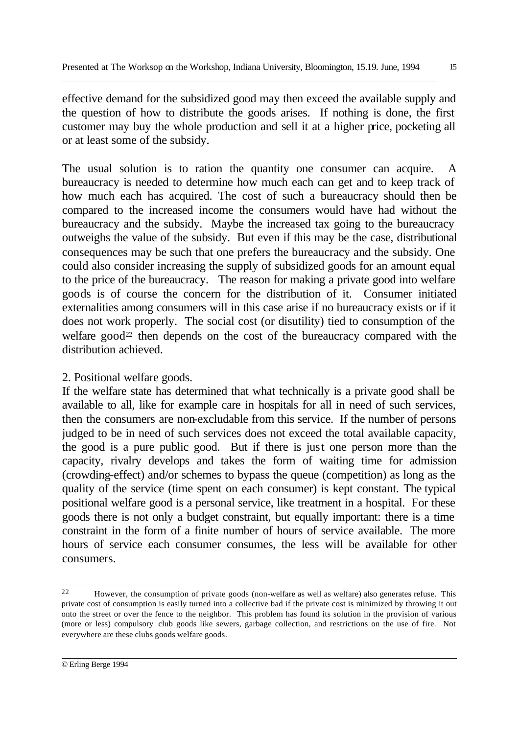effective demand for the subsidized good may then exceed the available supply and the question of how to distribute the goods arises. If nothing is done, the first customer may buy the whole production and sell it at a higher price, pocketing all or at least some of the subsidy.

The usual solution is to ration the quantity one consumer can acquire. A bureaucracy is needed to determine how much each can get and to keep track of how much each has acquired. The cost of such a bureaucracy should then be compared to the increased income the consumers would have had without the bureaucracy and the subsidy. Maybe the increased tax going to the bureaucracy outweighs the value of the subsidy. But even if this may be the case, distributional consequences may be such that one prefers the bureaucracy and the subsidy. One could also consider increasing the supply of subsidized goods for an amount equal to the price of the bureaucracy. The reason for making a private good into welfare goods is of course the concern for the distribution of it. Consumer initiated externalities among consumers will in this case arise if no bureaucracy exists or if it does not work properly. The social cost (or disutility) tied to consumption of the welfare good[22] then depends on the cost of the bureaucracy compared with the distribution achieved.

2. Positional welfare goods.

If the welfare state has determined that what technically is a private good shall be available to all, like for example care in hospitals for all in need of such services, then the consumers are non-excludable from this service. If the number of persons judged to be in need of such services does not exceed the total available capacity, the good is a pure public good. But if there is just one person more than the capacity, rivalry develops and takes the form of waiting time for admission (crowding-effect) and/or schemes to bypass the queue (competition) as long as the quality of the service (time spent on each consumer) is kept constant. The typical positional welfare good is a personal service, like treatment in a hospital. For these goods there is not only a budget constraint, but equally important: there is a time constraint in the form of a finite number of hours of service available. The more hours of service each consumer consumes, the less will be available for other consumers.

---

[22] However, the consumption of private goods (non-welfare as well as welfare) also generates refuse. This private cost of consumption is easily turned into a collective bad if the private cost is minimized by throwing it out onto the street or over the fence to the neighbor. This problem has found its solution in the provision of various (more or less) compulsory club goods like sewers, garbage collection, and restrictions on the use of fire. Not everywhere are these clubs goods welfare goods.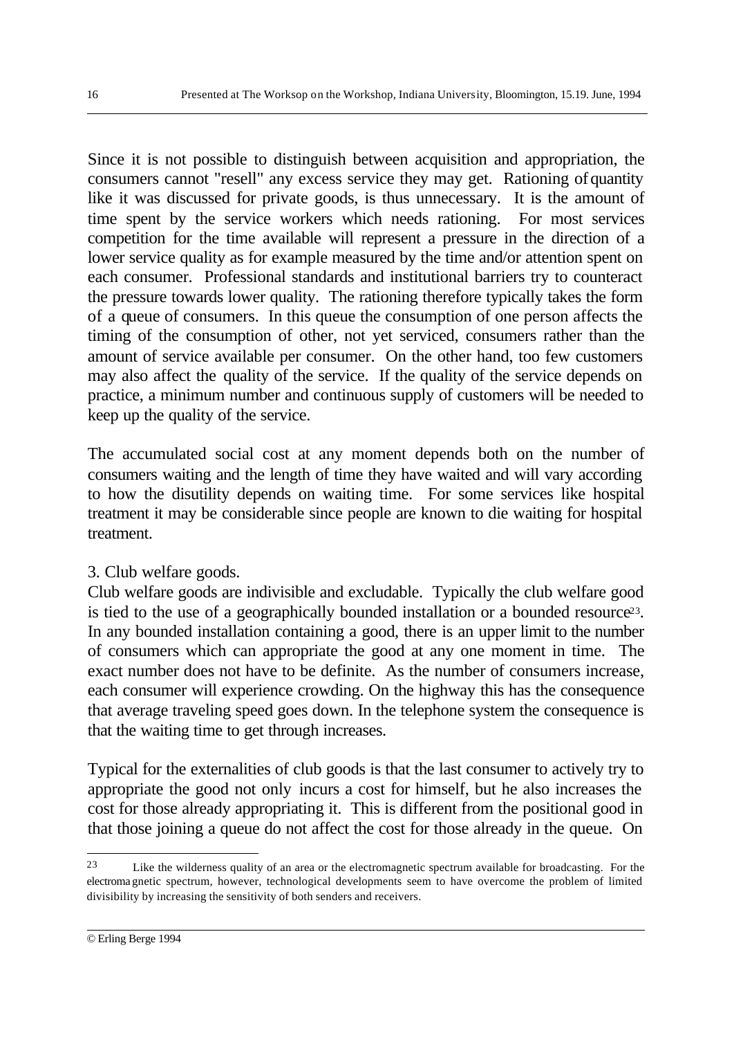Since it is not possible to distinguish between acquisition and appropriation, the consumers cannot "resell" any excess service they may get. Rationing of quantity like it was discussed for private goods, is thus unnecessary. It is the amount of time spent by the service workers which needs rationing. For most services competition for the time available will represent a pressure in the direction of a lower service quality as for example measured by the time and/or attention spent on each consumer. Professional standards and institutional barriers try to counteract the pressure towards lower quality. The rationing therefore typically takes the form of a queue of consumers. In this queue the consumption of one person affects the timing of the consumption of other, not yet serviced, consumers rather than the amount of service available per consumer. On the other hand, too few customers may also affect the quality of the service. If the quality of the service depends on practice, a minimum number and continuous supply of customers will be needed to keep up the quality of the service.

The accumulated social cost at any moment depends both on the number of consumers waiting and the length of time they have waited and will vary according to how the disutility depends on waiting time. For some services like hospital treatment it may be considerable since people are known to die waiting for hospital treatment.

3. Club welfare goods.

Club welfare goods are indivisible and excludable. Typically the club welfare good is tied to the use of a geographically bounded installation or a bounded resource[23]. In any bounded installation containing a good, there is an upper limit to the number of consumers which can appropriate the good at any one moment in time. The exact number does not have to be definite. As the number of consumers increase, each consumer will experience crowding. On the highway this has the consequence that average traveling speed goes down. In the telephone system the consequence is that the waiting time to get through increases.

Typical for the externalities of club goods is that the last consumer to actively try to appropriate the good not only incurs a cost for himself, but he also increases the cost for those already appropriating it. This is different from the positional good in that those joining a queue do not affect the cost for those already in the queue. On

---

[23] Like the wilderness quality of an area or the electromagnetic spectrum available for broadcasting. For the electromagnetic spectrum, however, technological developments seem to have overcome the problem of limited divisibility by increasing the sensitivity of both senders and receivers.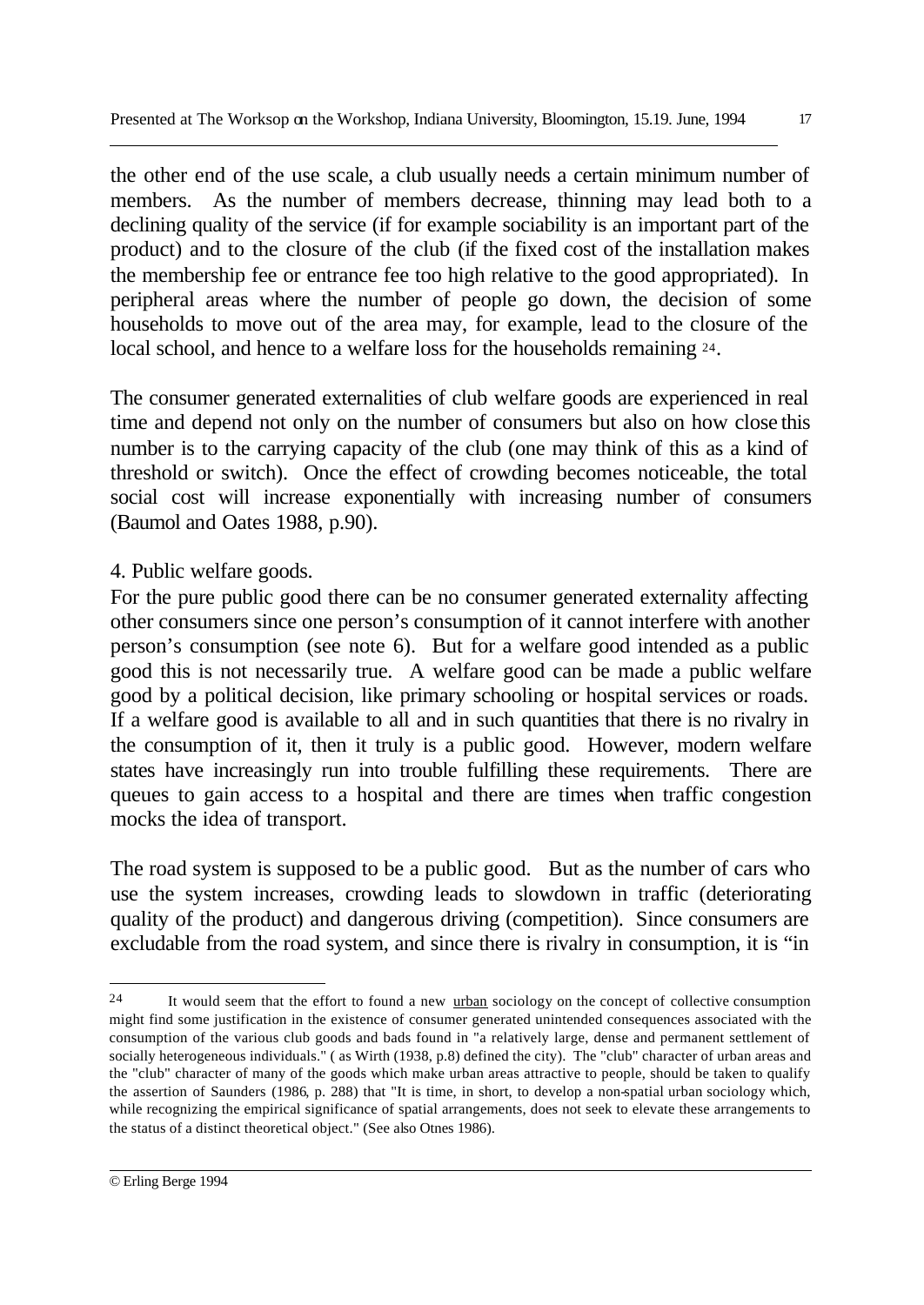the other end of the use scale, a club usually needs a certain minimum number of members. As the number of members decrease, thinning may lead both to a declining quality of the service (if for example sociability is an important part of the product) and to the closure of the club (if the fixed cost of the installation makes the membership fee or entrance fee too high relative to the good appropriated). In peripheral areas where the number of people go down, the decision of some households to move out of the area may, for example, lead to the closure of the local school, and hence to a welfare loss for the households remaining [24].

The consumer generated externalities of club welfare goods are experienced in real time and depend not only on the number of consumers but also on how close this number is to the carrying capacity of the club (one may think of this as a kind of threshold or switch). Once the effect of crowding becomes noticeable, the total social cost will increase exponentially with increasing number of consumers (Baumol and Oates 1988, p.90).

4. Public welfare goods.

For the pure public good there can be no consumer generated externality affecting other consumers since one person's consumption of it cannot interfere with another person's consumption (see note 6). But for a welfare good intended as a public good this is not necessarily true. A welfare good can be made a public welfare good by a political decision, like primary schooling or hospital services or roads. If a welfare good is available to all and in such quantities that there is no rivalry in the consumption of it, then it truly is a public good. However, modern welfare states have increasingly run into trouble fulfilling these requirements. There are queues to gain access to a hospital and there are times when traffic congestion mocks the idea of transport.

The road system is supposed to be a public good. But as the number of cars who use the system increases, crowding leads to slowdown in traffic (deteriorating quality of the product) and dangerous driving (competition). Since consumers are excludable from the road system, and since there is rivalry in consumption, it is "in

---

[24] It would seem that the effort to found a new urban sociology on the concept of collective consumption might find some justification in the existence of consumer generated unintended consequences associated with the consumption of the various club goods and bads found in "a relatively large, dense and permanent settlement of socially heterogeneous individuals." ( as Wirth (1938, p.8) defined the city). The "club" character of urban areas and the "club" character of many of the goods which make urban areas attractive to people, should be taken to qualify the assertion of Saunders (1986, p. 288) that "It is time, in short, to develop a non-spatial urban sociology which, while recognizing the empirical significance of spatial arrangements, does not seek to elevate these arrangements to the status of a distinct theoretical object." (See also Otnes 1986).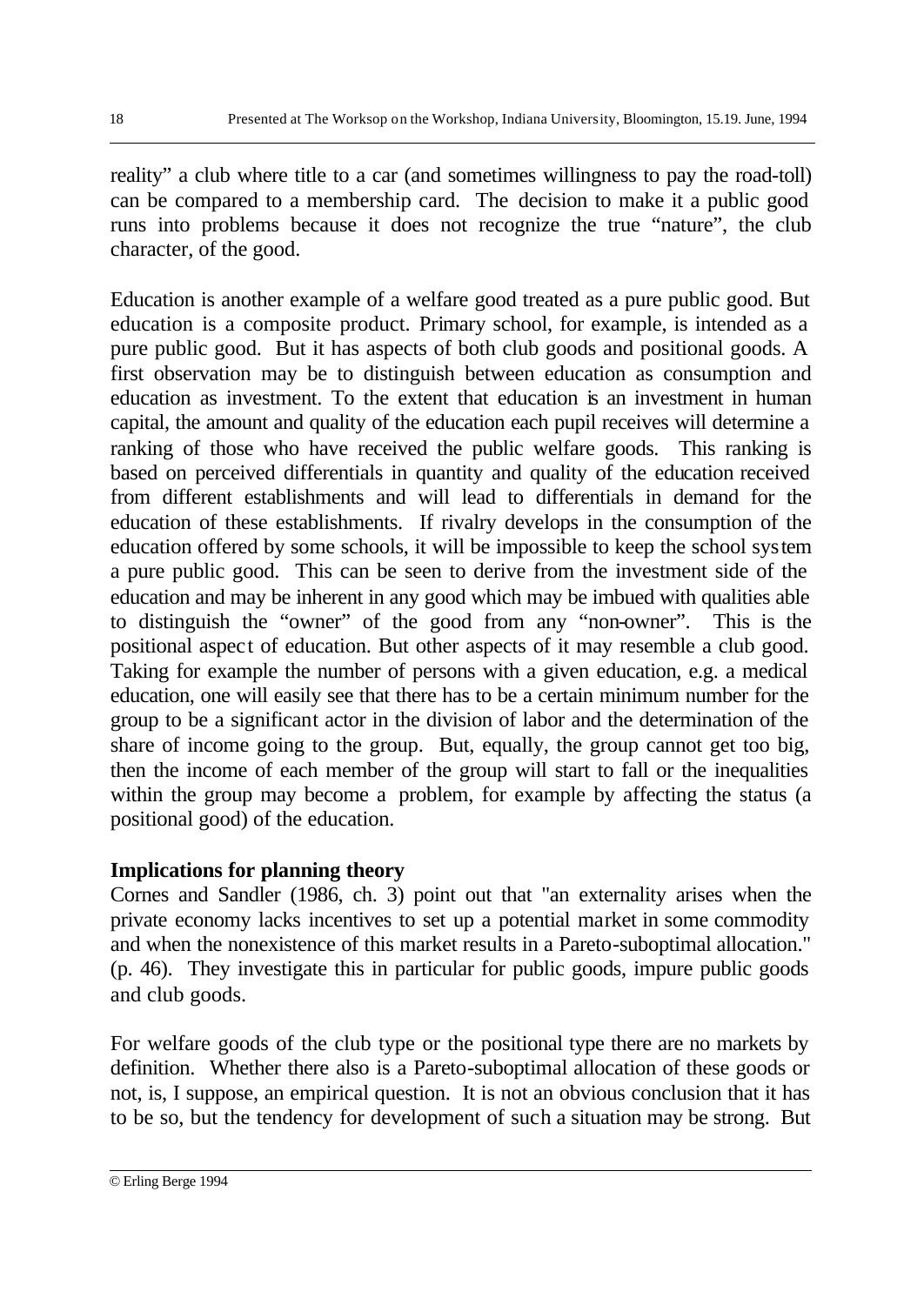reality" a club where title to a car (and sometimes willingness to pay the road-toll) can be compared to a membership card. The decision to make it a public good runs into problems because it does not recognize the true "nature", the club character, of the good.

Education is another example of a welfare good treated as a pure public good. But education is a composite product. Primary school, for example, is intended as a pure public good. But it has aspects of both club goods and positional goods. A first observation may be to distinguish between education as consumption and education as investment. To the extent that education is an investment in human capital, the amount and quality of the education each pupil receives will determine a ranking of those who have received the public welfare goods. This ranking is based on perceived differentials in quantity and quality of the education received from different establishments and will lead to differentials in demand for the education of these establishments. If rivalry develops in the consumption of the education offered by some schools, it will be impossible to keep the school system a pure public good. This can be seen to derive from the investment side of the education and may be inherent in any good which may be imbued with qualities able to distinguish the "owner" of the good from any "non-owner". This is the positional aspect of education. But other aspects of it may resemble a club good. Taking for example the number of persons with a given education, e.g. a medical education, one will easily see that there has to be a certain minimum number for the group to be a significant actor in the division of labor and the determination of the share of income going to the group. But, equally, the group cannot get too big, then the income of each member of the group will start to fall or the inequalities within the group may become a problem, for example by affecting the status (a positional good) of the education.

## Implications for planning theory

Cornes and Sandler (1986, ch. 3) point out that "an externality arises when the private economy lacks incentives to set up a potential market in some commodity and when the nonexistence of this market results in a Pareto-suboptimal allocation." (p. 46). They investigate this in particular for public goods, impure public goods and club goods.

For welfare goods of the club type or the positional type there are no markets by definition. Whether there also is a Pareto-suboptimal allocation of these goods or not, is, I suppose, an empirical question. It is not an obvious conclusion that it has to be so, but the tendency for development of such a situation may be strong. But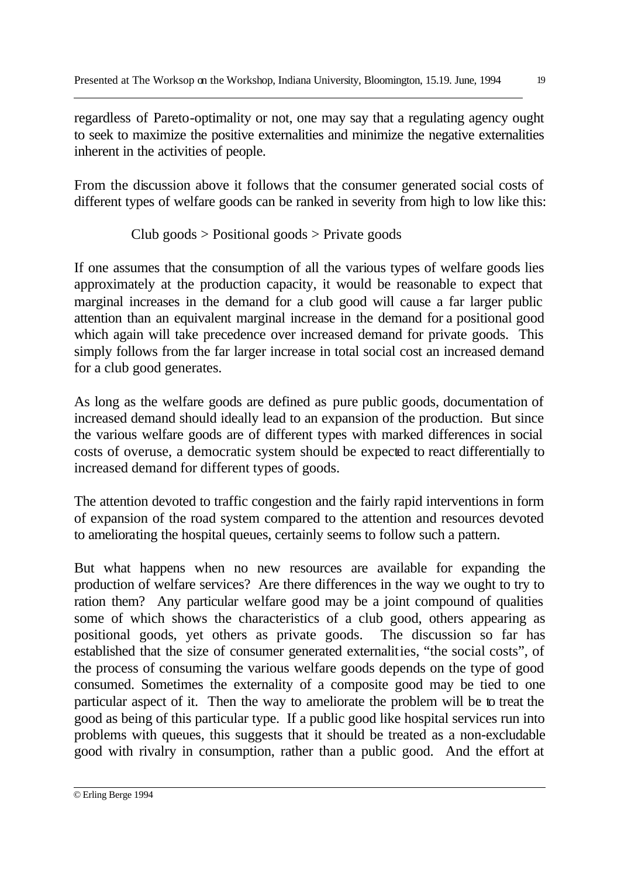regardless of Pareto-optimality or not, one may say that a regulating agency ought to seek to maximize the positive externalities and minimize the negative externalities inherent in the activities of people.

From the discussion above it follows that the consumer generated social costs of different types of welfare goods can be ranked in severity from high to low like this:

Club goods > Positional goods > Private goods

If one assumes that the consumption of all the various types of welfare goods lies approximately at the production capacity, it would be reasonable to expect that marginal increases in the demand for a club good will cause a far larger public attention than an equivalent marginal increase in the demand for a positional good which again will take precedence over increased demand for private goods. This simply follows from the far larger increase in total social cost an increased demand for a club good generates.

As long as the welfare goods are defined as pure public goods, documentation of increased demand should ideally lead to an expansion of the production. But since the various welfare goods are of different types with marked differences in social costs of overuse, a democratic system should be expected to react differentially to increased demand for different types of goods.

The attention devoted to traffic congestion and the fairly rapid interventions in form of expansion of the road system compared to the attention and resources devoted to ameliorating the hospital queues, certainly seems to follow such a pattern.

But what happens when no new resources are available for expanding the production of welfare services? Are there differences in the way we ought to try to ration them? Any particular welfare good may be a joint compound of qualities some of which shows the characteristics of a club good, others appearing as positional goods, yet others as private goods. The discussion so far has established that the size of consumer generated externalities, "the social costs", of the process of consuming the various welfare goods depends on the type of good consumed. Sometimes the externality of a composite good may be tied to one particular aspect of it. Then the way to ameliorate the problem will be to treat the good as being of this particular type. If a public good like hospital services run into problems with queues, this suggests that it should be treated as a non-excludable good with rivalry in consumption, rather than a public good. And the effort at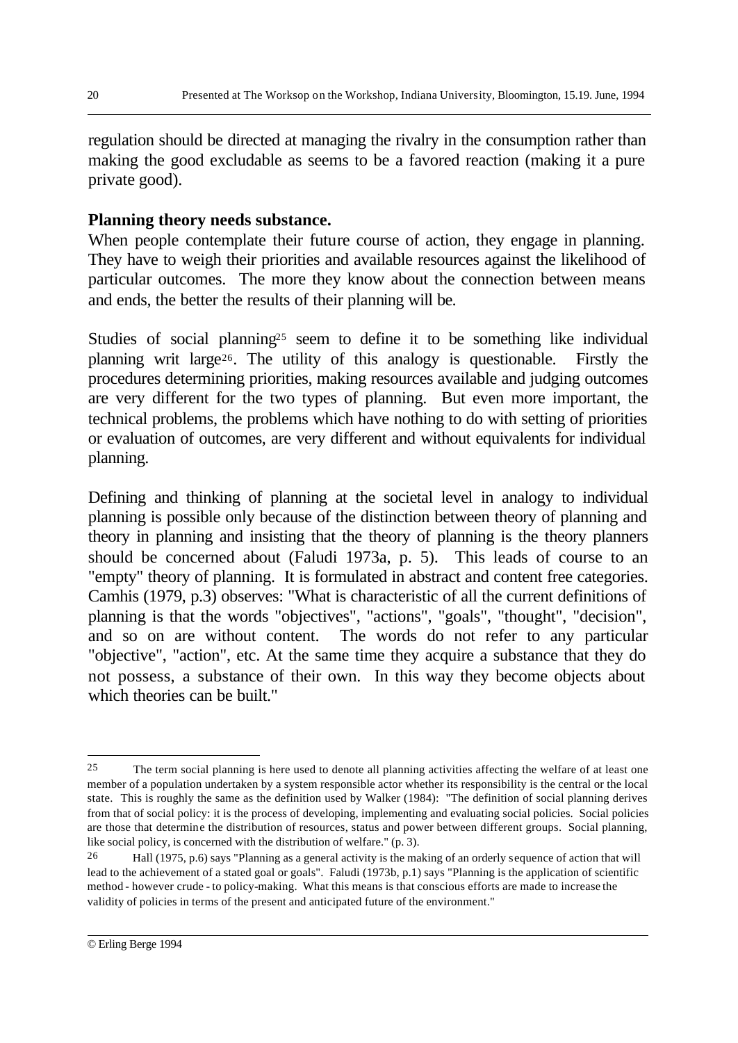regulation should be directed at managing the rivalry in the consumption rather than making the good excludable as seems to be a favored reaction (making it a pure private good).

**Planning theory needs substance.**

When people contemplate their future course of action, they engage in planning. They have to weigh their priorities and available resources against the likelihood of particular outcomes. The more they know about the connection between means and ends, the better the results of their planning will be.

Studies of social planning[25] seem to define it to be something like individual planning writ large[26]. The utility of this analogy is questionable. Firstly the procedures determining priorities, making resources available and judging outcomes are very different for the two types of planning. But even more important, the technical problems, the problems which have nothing to do with setting of priorities or evaluation of outcomes, are very different and without equivalents for individual planning.

Defining and thinking of planning at the societal level in analogy to individual planning is possible only because of the distinction between theory of planning and theory in planning and insisting that the theory of planning is the theory planners should be concerned about (Faludi 1973a, p. 5). This leads of course to an "empty" theory of planning. It is formulated in abstract and content free categories. Camhis (1979, p.3) observes: "What is characteristic of all the current definitions of planning is that the words "objectives", "actions", "goals", "thought", "decision", and so on are without content. The words do not refer to any particular "objective", "action", etc. At the same time they acquire a substance that they do not possess, a substance of their own. In this way they become objects about which theories can be built."

---

[25] The term social planning is here used to denote all planning activities affecting the welfare of at least one member of a population undertaken by a system responsible actor whether its responsibility is the central or the local state. This is roughly the same as the definition used by Walker (1984): "The definition of social planning derives from that of social policy: it is the process of developing, implementing and evaluating social policies. Social policies are those that determine the distribution of resources, status and power between different groups. Social planning, like social policy, is concerned with the distribution of welfare." (p. 3).

[26] Hall (1975, p.6) says "Planning as a general activity is the making of an orderly sequence of action that will lead to the achievement of a stated goal or goals". Faludi (1973b, p.1) says "Planning is the application of scientific method - however crude - to policy-making. What this means is that conscious efforts are made to increase the validity of policies in terms of the present and anticipated future of the environment."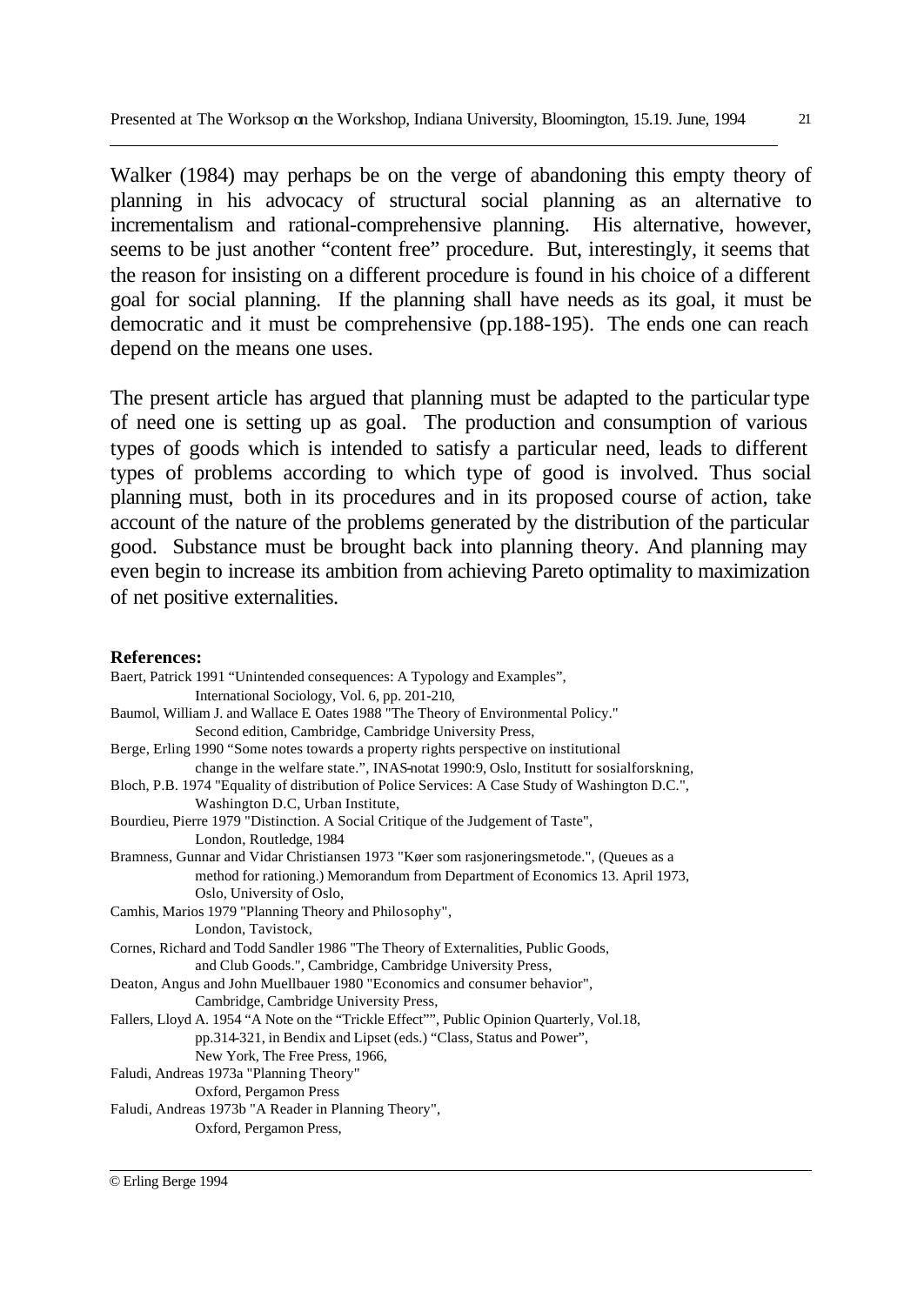Walker (1984) may perhaps be on the verge of abandoning this empty theory of planning in his advocacy of structural social planning as an alternative to incrementalism and rational-comprehensive planning. His alternative, however, seems to be just another "content free" procedure. But, interestingly, it seems that the reason for insisting on a different procedure is found in his choice of a different goal for social planning. If the planning shall have needs as its goal, it must be democratic and it must be comprehensive (pp.188-195). The ends one can reach depend on the means one uses.

The present article has argued that planning must be adapted to the particular type of need one is setting up as goal. The production and consumption of various types of goods which is intended to satisfy a particular need, leads to different types of problems according to which type of good is involved. Thus social planning must, both in its procedures and in its proposed course of action, take account of the nature of the problems generated by the distribution of the particular good. Substance must be brought back into planning theory. And planning may even begin to increase its ambition from achieving Pareto optimality to maximization of net positive externalities.

**References:**

Baert, Patrick 1991 "Unintended consequences: A Typology and Examples", International Sociology, Vol. 6, pp. 201-210,

Baumol, William J. and Wallace E. Oates 1988 "The Theory of Environmental Policy." Second edition, Cambridge, Cambridge University Press,

Berge, Erling 1990 "Some notes towards a property rights perspective on institutional change in the welfare state.", INAS-notat 1990:9, Oslo, Institutt for sosialforskning,

Bloch, P.B. 1974 "Equality of distribution of Police Services: A Case Study of Washington D.C.", Washington D.C, Urban Institute,

Bourdieu, Pierre 1979 "Distinction. A Social Critique of the Judgement of Taste", London, Routledge, 1984

Bramness, Gunnar and Vidar Christiansen 1973 "Køer som rasjoneringsmetode.", (Queues as a method for rationing.) Memorandum from Department of Economics 13. April 1973, Oslo, University of Oslo,

Camhis, Marios 1979 "Planning Theory and Philosophy", London, Tavistock,

Cornes, Richard and Todd Sandler 1986 "The Theory of Externalities, Public Goods, and Club Goods.", Cambridge, Cambridge University Press,

Deaton, Angus and John Muellbauer 1980 "Economics and consumer behavior", Cambridge, Cambridge University Press,

Fallers, Lloyd A. 1954 "A Note on the "Trickle Effect"", Public Opinion Quarterly, Vol.18, pp.314-321, in Bendix and Lipset (eds.) "Class, Status and Power", New York, The Free Press, 1966,

Faludi, Andreas 1973a "Planning Theory" Oxford, Pergamon Press

Faludi, Andreas 1973b "A Reader in Planning Theory", Oxford, Pergamon Press,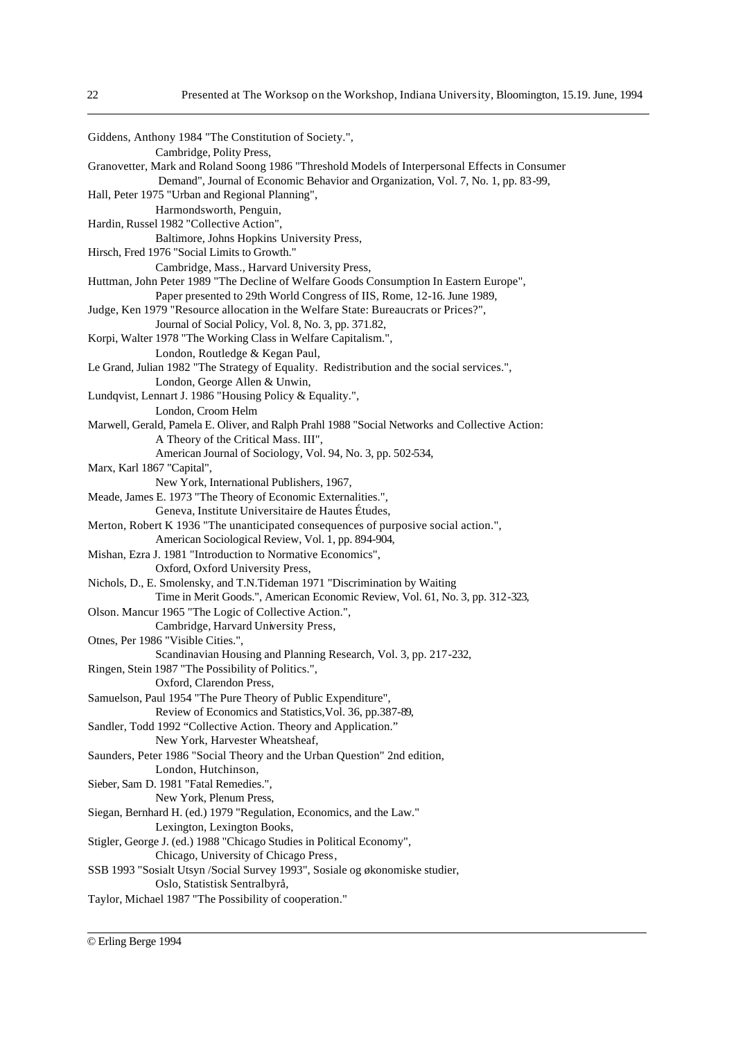Giddens, Anthony 1984 "The Constitution of Society.",
Cambridge, Polity Press,

Granovetter, Mark and Roland Soong 1986 "Threshold Models of Interpersonal Effects in Consumer Demand", Journal of Economic Behavior and Organization, Vol. 7, No. 1, pp. 83-99,

Hall, Peter 1975 "Urban and Regional Planning",
Harmondsworth, Penguin,

Hardin, Russel 1982 "Collective Action",
Baltimore, Johns Hopkins University Press,

Hirsch, Fred 1976 "Social Limits to Growth."
Cambridge, Mass., Harvard University Press,

Huttman, John Peter 1989 "The Decline of Welfare Goods Consumption In Eastern Europe",
Paper presented to 29th World Congress of IIS, Rome, 12-16. June 1989,

Judge, Ken 1979 "Resource allocation in the Welfare State: Bureaucrats or Prices?",
Journal of Social Policy, Vol. 8, No. 3, pp. 371.82,

Korpi, Walter 1978 "The Working Class in Welfare Capitalism.",
London, Routledge & Kegan Paul,

Le Grand, Julian 1982 "The Strategy of Equality. Redistribution and the social services.",
London, George Allen & Unwin,

Lundqvist, Lennart J. 1986 "Housing Policy & Equality.",
London, Croom Helm

Marwell, Gerald, Pamela E. Oliver, and Ralph Prahl 1988 "Social Networks and Collective Action: A Theory of the Critical Mass. III",
American Journal of Sociology, Vol. 94, No. 3, pp. 502-534,

Marx, Karl 1867 "Capital",
New York, International Publishers, 1967,

Meade, James E. 1973 "The Theory of Economic Externalities.",
Geneva, Institute Universitaire de Hautes Études,

Merton, Robert K 1936 "The unanticipated consequences of purposive social action.",
American Sociological Review, Vol. 1, pp. 894-904,

Mishan, Ezra J. 1981 "Introduction to Normative Economics",
Oxford, Oxford University Press,

Nichols, D., E. Smolensky, and T.N.Tideman 1971 "Discrimination by Waiting Time in Merit Goods.", American Economic Review, Vol. 61, No. 3, pp. 312-323,

Olson. Mancur 1965 "The Logic of Collective Action.",
Cambridge, Harvard University Press,

Otnes, Per 1986 "Visible Cities.",
Scandinavian Housing and Planning Research, Vol. 3, pp. 217-232,

Ringen, Stein 1987 "The Possibility of Politics.",
Oxford, Clarendon Press,

Samuelson, Paul 1954 "The Pure Theory of Public Expenditure",
Review of Economics and Statistics,Vol. 36, pp.387-89,

Sandler, Todd 1992 "Collective Action. Theory and Application."
New York, Harvester Wheatsheaf,

Saunders, Peter 1986 "Social Theory and the Urban Question" 2nd edition,
London, Hutchinson,

Sieber, Sam D. 1981 "Fatal Remedies.",
New York, Plenum Press,

Siegan, Bernhard H. (ed.) 1979 "Regulation, Economics, and the Law."
Lexington, Lexington Books,

Stigler, George J. (ed.) 1988 "Chicago Studies in Political Economy",
Chicago, University of Chicago Press,

SSB 1993 "Sosialt Utsyn /Social Survey 1993", Sosiale og økonomiske studier,
Oslo, Statistisk Sentralbyrå,

Taylor, Michael 1987 "The Possibility of cooperation."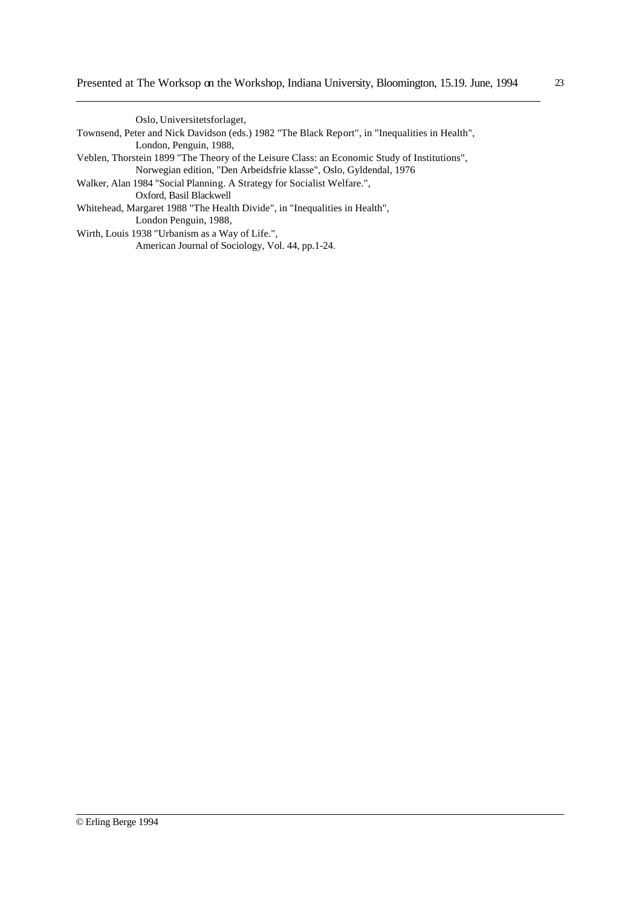Oslo, Universitetsforlaget,

Townsend, Peter and Nick Davidson (eds.) 1982 "The Black Report", in "Inequalities in Health",
London, Penguin, 1988,

Veblen, Thorstein 1899 "The Theory of the Leisure Class: an Economic Study of Institutions",
Norwegian edition, "Den Arbeidsfrie klasse", Oslo, Gyldendal, 1976

Walker, Alan 1984 "Social Planning. A Strategy for Socialist Welfare.",
Oxford, Basil Blackwell

Whitehead, Margaret 1988 "The Health Divide", in "Inequalities in Health",
London Penguin, 1988,

Wirth, Louis 1938 "Urbanism as a Way of Life.",
American Journal of Sociology, Vol. 44, pp.1-24.